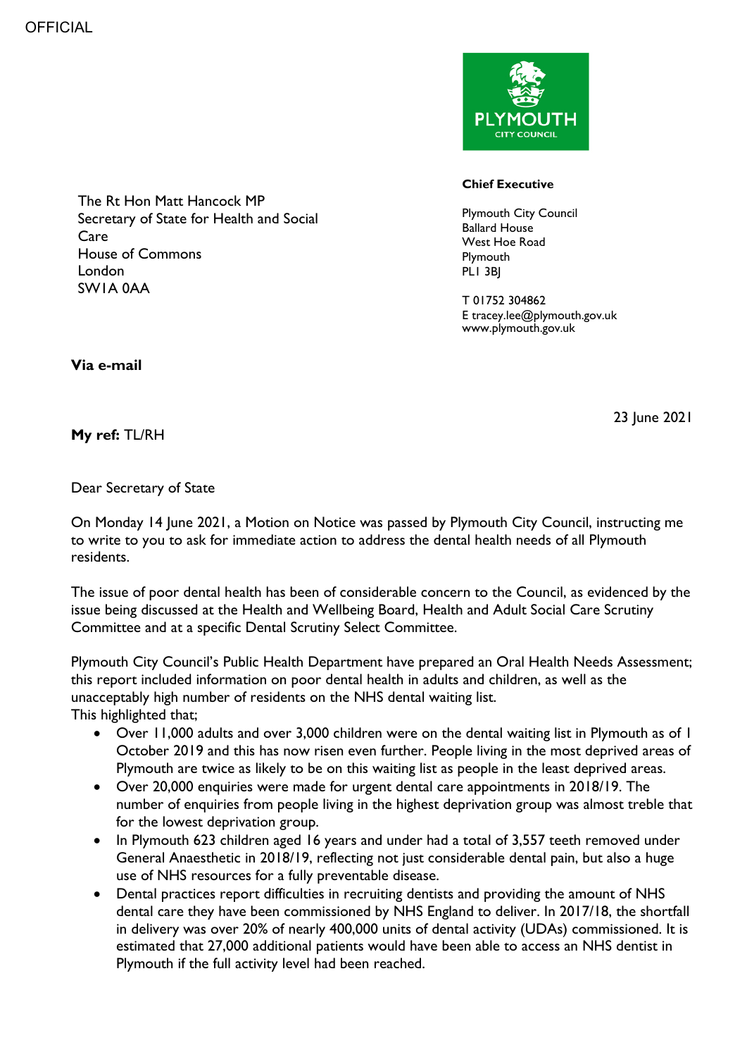OFFICIAL

PLYMOUTH CITY COUNCIL

**Chief Executive**

Plymouth City Council
Ballard House
West Hoe Road
Plymouth
PL1 3BJ

T 01752 304862
E tracey.lee@plymouth.gov.uk
www.plymouth.gov.uk

The Rt Hon Matt Hancock MP
Secretary of State for Health and Social Care
House of Commons
London
SW1A 0AA

**Via e-mail**

23 June 2021

**My ref:** TL/RH

Dear Secretary of State

On Monday 14 June 2021, a Motion on Notice was passed by Plymouth City Council, instructing me to write to you to ask for immediate action to address the dental health needs of all Plymouth residents.

The issue of poor dental health has been of considerable concern to the Council, as evidenced by the issue being discussed at the Health and Wellbeing Board, Health and Adult Social Care Scrutiny Committee and at a specific Dental Scrutiny Select Committee.

Plymouth City Council's Public Health Department have prepared an Oral Health Needs Assessment; this report included information on poor dental health in adults and children, as well as the unacceptably high number of residents on the NHS dental waiting list.
This highlighted that;

- Over 11,000 adults and over 3,000 children were on the dental waiting list in Plymouth as of 1 October 2019 and this has now risen even further. People living in the most deprived areas of Plymouth are twice as likely to be on this waiting list as people in the least deprived areas.
- Over 20,000 enquiries were made for urgent dental care appointments in 2018/19. The number of enquiries from people living in the highest deprivation group was almost treble that for the lowest deprivation group.
- In Plymouth 623 children aged 16 years and under had a total of 3,557 teeth removed under General Anaesthetic in 2018/19, reflecting not just considerable dental pain, but also a huge use of NHS resources for a fully preventable disease.
- Dental practices report difficulties in recruiting dentists and providing the amount of NHS dental care they have been commissioned by NHS England to deliver. In 2017/18, the shortfall in delivery was over 20% of nearly 400,000 units of dental activity (UDAs) commissioned. It is estimated that 27,000 additional patients would have been able to access an NHS dentist in Plymouth if the full activity level had been reached.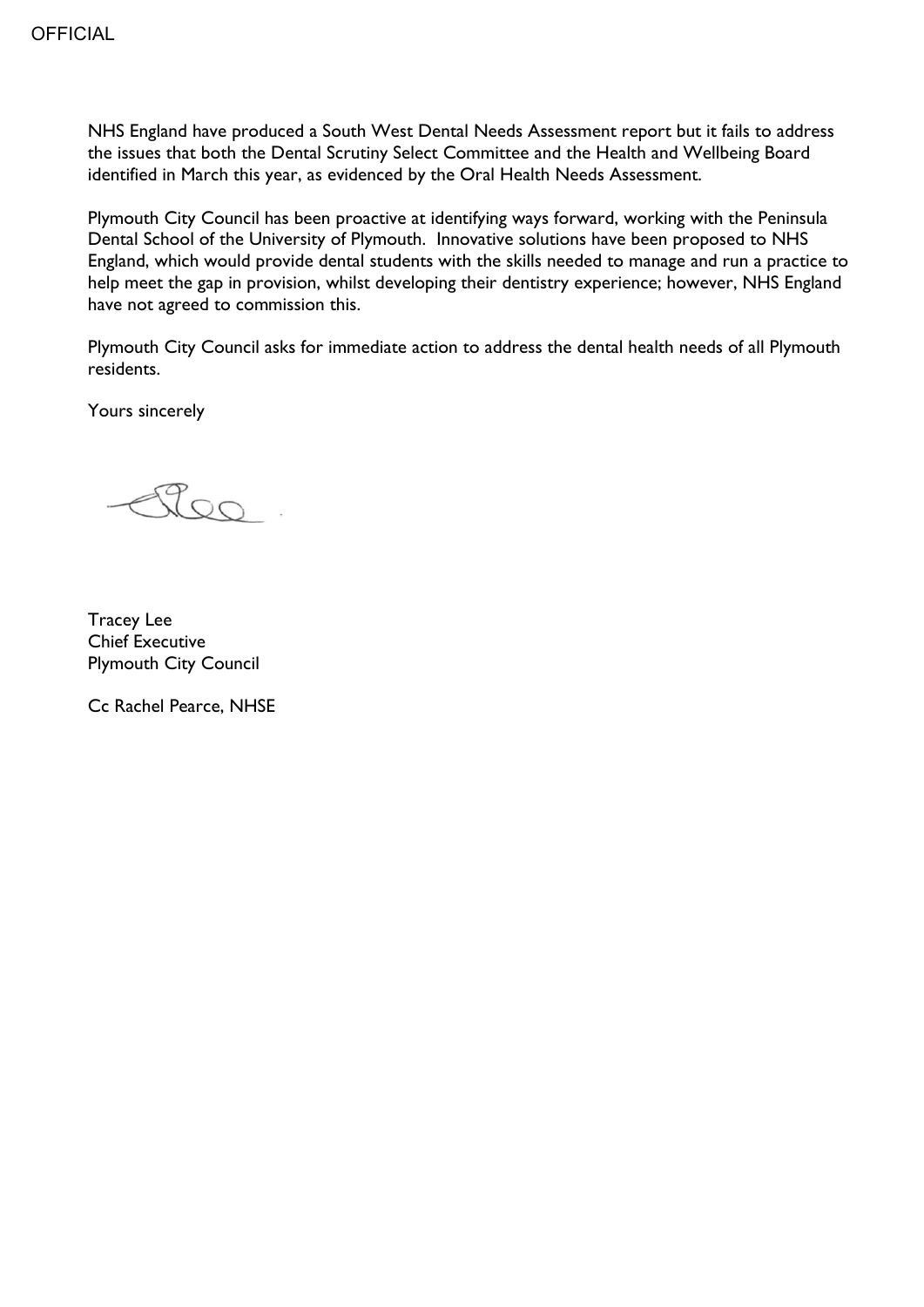OFFICIAL

NHS England have produced a South West Dental Needs Assessment report but it fails to address the issues that both the Dental Scrutiny Select Committee and the Health and Wellbeing Board identified in March this year, as evidenced by the Oral Health Needs Assessment.

Plymouth City Council has been proactive at identifying ways forward, working with the Peninsula Dental School of the University of Plymouth. Innovative solutions have been proposed to NHS England, which would provide dental students with the skills needed to manage and run a practice to help meet the gap in provision, whilst developing their dentistry experience; however, NHS England have not agreed to commission this.

Plymouth City Council asks for immediate action to address the dental health needs of all Plymouth residents.

Yours sincerely

Tracey Lee
Chief Executive
Plymouth City Council

Cc Rachel Pearce, NHSE